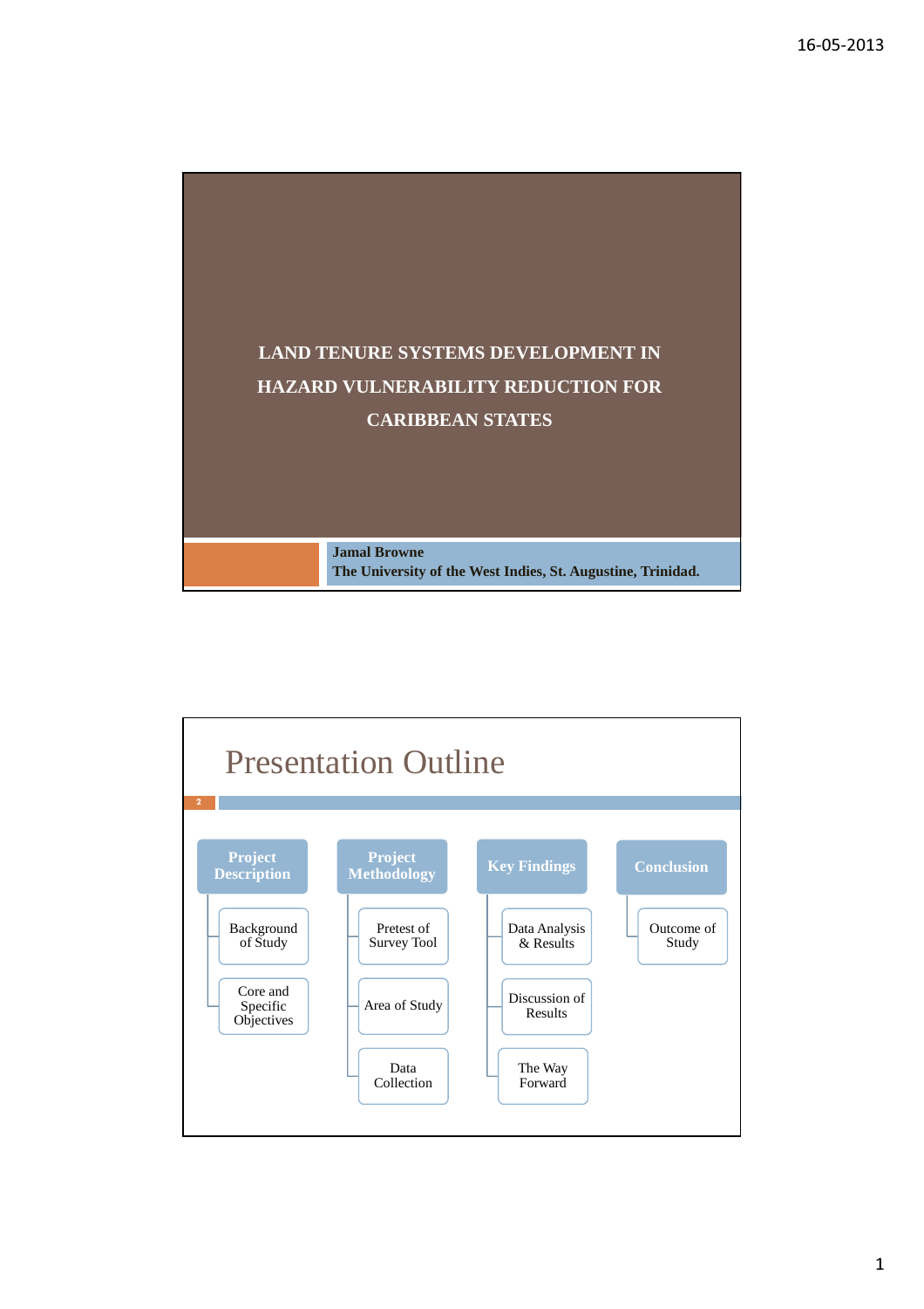# LAND TENURE SYSTEMS DEVELOPMENT IN HAZARD VULNERABILITY REDUCTION FOR CARIBBEAN STATES

**Jamal Browne**
**The University of the West Indies, St. Augustine, Trinidad.**

## Presentation Outline

- **Project Description**
  - Background of Study
  - Core and Specific Objectives
- **Project Methodology**
  - Pretest of Survey Tool
  - Area of Study
  - Data Collection
- **Key Findings**
  - Data Analysis & Results
  - Discussion of Results
  - The Way Forward
- **Conclusion**
  - Outcome of Study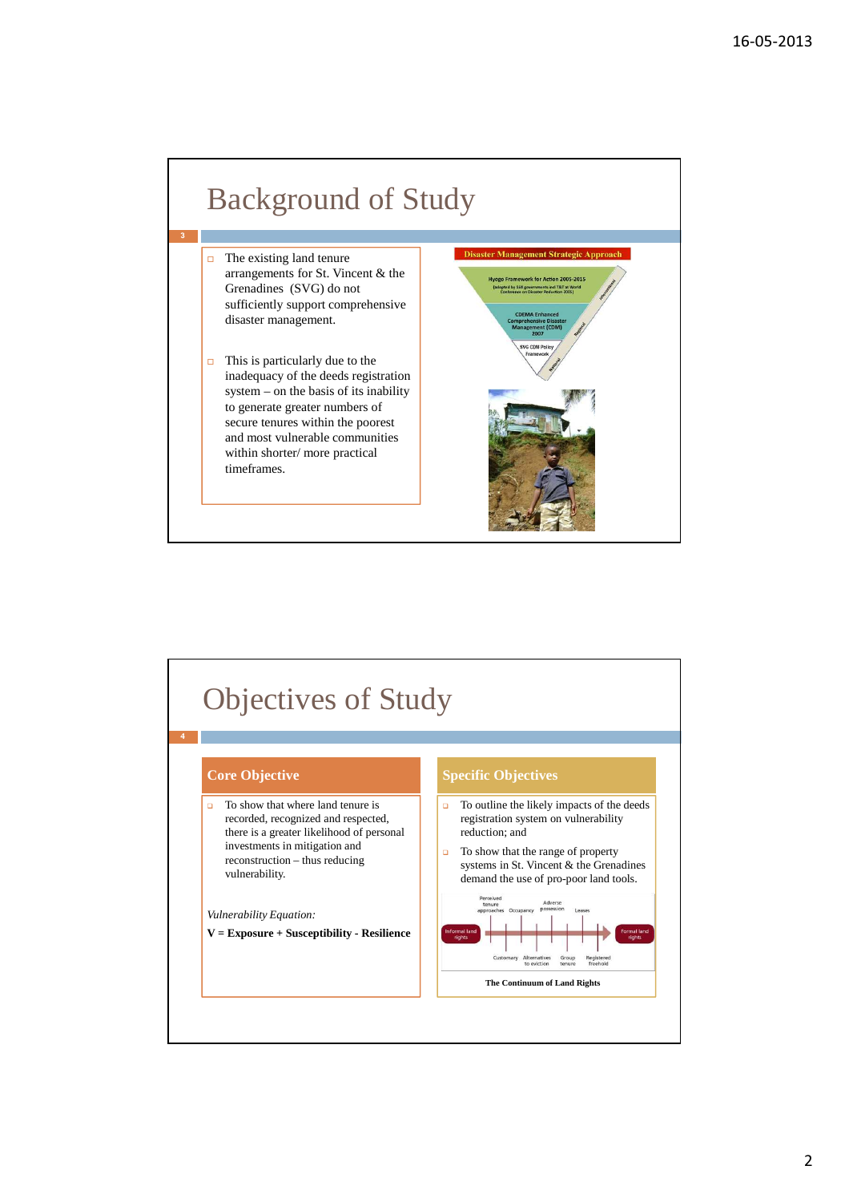# Background of Study

- The existing land tenure arrangements for St. Vincent & the Grenadines (SVG) do not sufficiently support comprehensive disaster management.

- This is particularly due to the inadequacy of the deeds registration system – on the basis of its inability to generate greater numbers of secure tenures within the poorest and most vulnerable communities within shorter/ more practical timeframes.

**Disaster Management Strategic Approach**

- Hyogo Framework for Action 2005-2015 (adopted by 168 governments and T&T at World Conference on Disaster Reduction 2005) — International
- CDEMA Enhanced Comprehensive Disaster Management (CDM) 2007 — Regional
- SVG CDM Policy Framework — National

# Objectives of Study

## Core Objective

- To show that where land tenure is recorded, recognized and respected, there is a greater likelihood of personal investments in mitigation and reconstruction – thus reducing vulnerability.

*Vulnerability Equation:*

**V = Exposure + Susceptibility - Resilience**

## Specific Objectives

- To outline the likely impacts of the deeds registration system on vulnerability reduction; and
- To show that the range of property systems in St. Vincent & the Grenadines demand the use of pro-poor land tools.

Informal land rights → Perceived tenure approaches, Customary, Occupancy, Alternatives to eviction, Adverse possession, Group tenure, Leases, Registered freehold → Formal land rights

**The Continuum of Land Rights**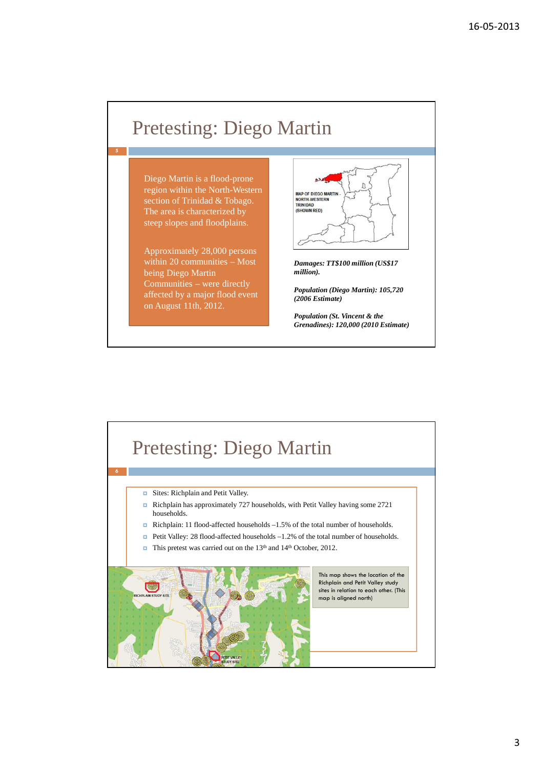# Pretesting: Diego Martin

Diego Martin is a flood-prone region within the North-Western section of Trinidad & Tobago. The area is characterized by steep slopes and floodplains.

Approximately 28,000 persons within 20 communities – Most being Diego Martin Communities – were directly affected by a major flood event on August 11th, 2012.

MAP OF DIEGO MARTIN - NORTH-WESTERN TRINIDAD (SHOWN RED)

***Damages: TT$100 million (US$17 million).***

***Population (Diego Martin): 105,720 (2006 Estimate)***

***Population (St. Vincent & the Grenadines): 120,000 (2010 Estimate)***

# Pretesting: Diego Martin

- Sites: Richplain and Petit Valley.
- Richplain has approximately 727 households, with Petit Valley having some 2721 households.
- Richplain: 11 flood-affected households –1.5% of the total number of households.
- Petit Valley: 28 flood-affected households –1.2% of the total number of households.
- This pretest was carried out on the 13th and 14th October, 2012.

RICHPLAIN STUDY SITE

PETIT VALLEY STUDY SITE

This map shows the location of the Richplain and Petit Valley study sites in relation to each other. (This map is aligned north)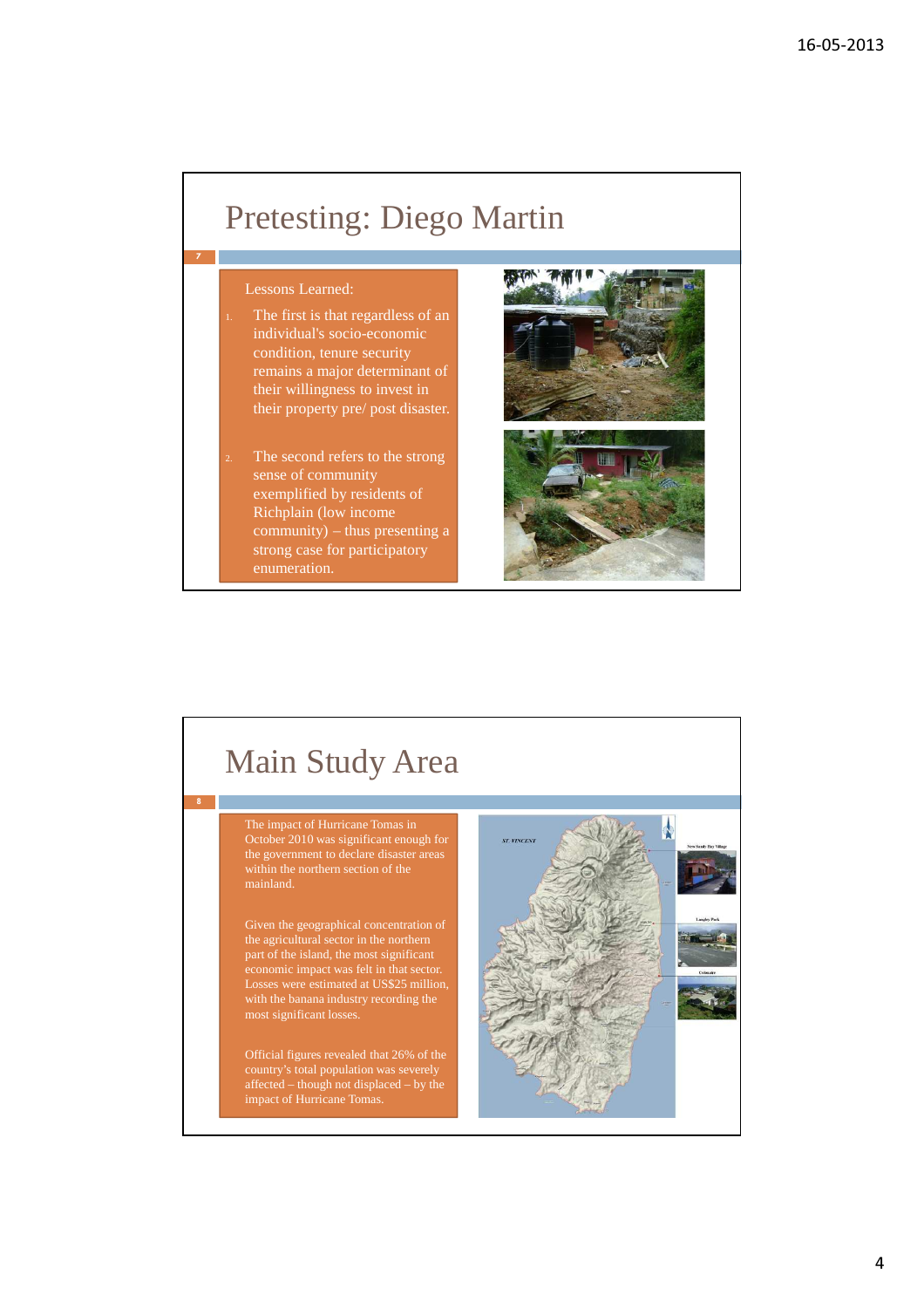# Pretesting: Diego Martin

Lessons Learned:

1. The first is that regardless of an individual's socio-economic condition, tenure security remains a major determinant of their willingness to invest in their property pre/ post disaster.

2. The second refers to the strong sense of community exemplified by residents of Richplain (low income community) – thus presenting a strong case for participatory enumeration.

# Main Study Area

The impact of Hurricane Tomas in October 2010 was significant enough for the government to declare disaster areas within the northern section of the mainland.

Given the geographical concentration of the agricultural sector in the northern part of the island, the most significant economic impact was felt in that sector. Losses were estimated at US$25 million, with the banana industry recording the most significant losses.

Official figures revealed that 26% of the country's total population was severely affected – though not displaced – by the impact of Hurricane Tomas.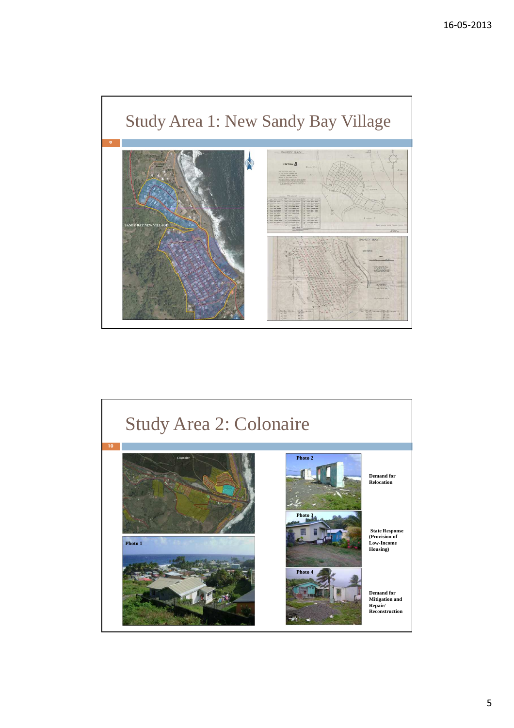# Study Area 1: New Sandy Bay Village

# Study Area 2: Colonaire

Photo 1

Photo 2 — Demand for Relocation

Photo 3 — State Response (Provision of Low-Income Housing)

Photo 4 — Demand for Mitigation and Repair/ Reconstruction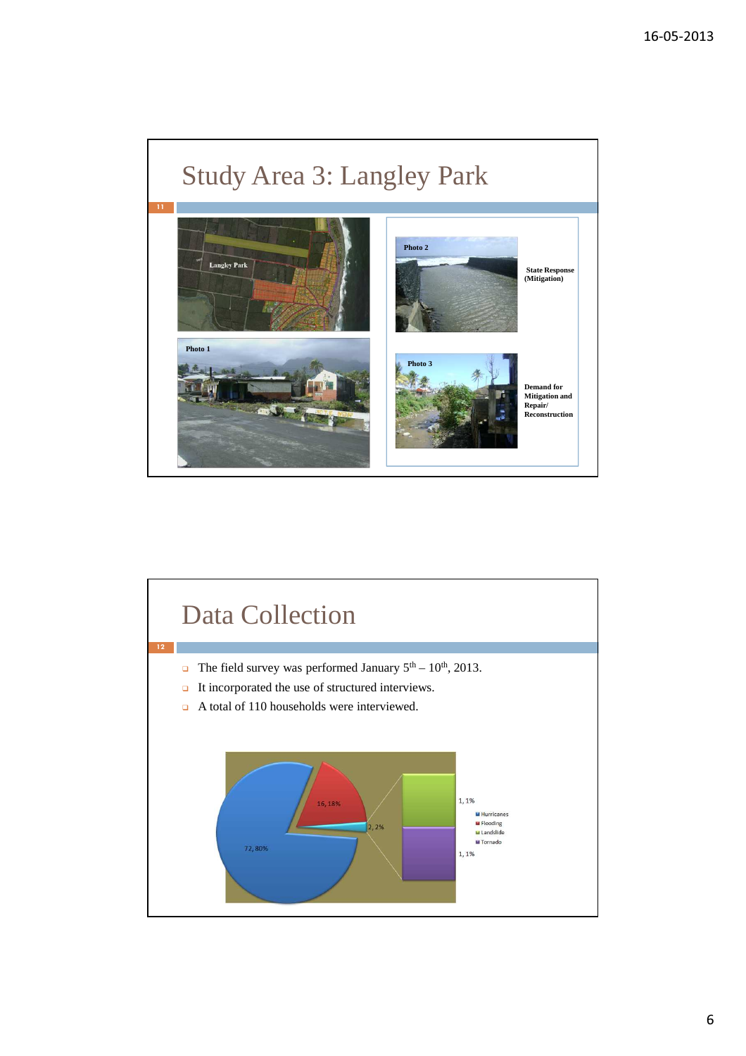# Study Area 3: Langley Park

Langley Park

Photo 1

Photo 2

State Response (Mitigation)

Photo 3

Demand for Mitigation and Repair/ Reconstruction

# Data Collection

- The field survey was performed January 5th – 10th, 2013.
- It incorporated the use of structured interviews.
- A total of 110 households were interviewed.

72, 80%

16, 18%

2, 2%

1, 1%

1, 1%

- Hurricanes
- Flooding
- Landslide
- Tornado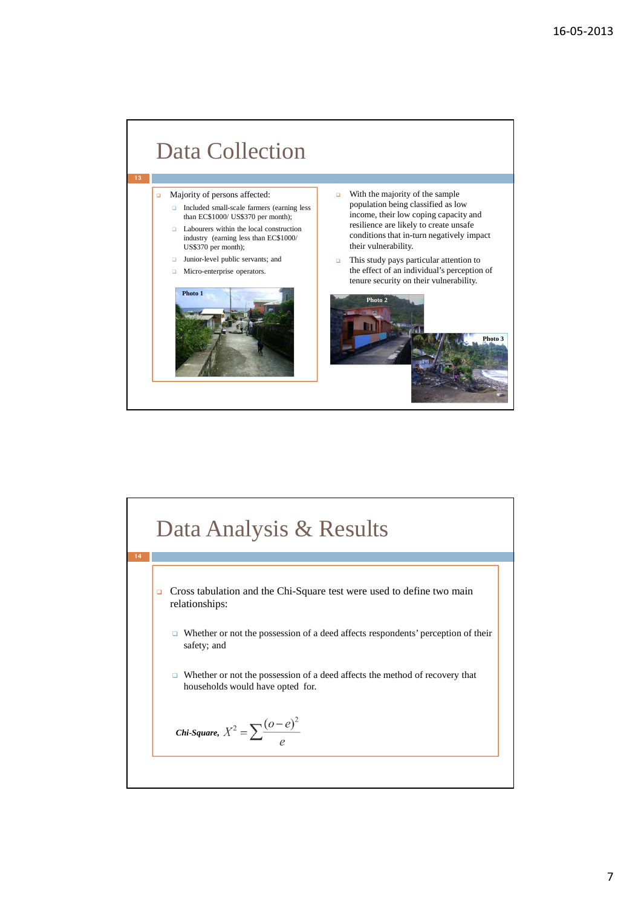## Data Collection

- Majority of persons affected:
  - Included small-scale farmers (earning less than EC$1000/ US$370 per month);
  - Labourers within the local construction industry (earning less than EC$1000/ US$370 per month);
  - Junior-level public servants; and
  - Micro-enterprise operators.

Photo 1

- With the majority of the sample population being classified as low income, their low coping capacity and resilience are likely to create unsafe conditions that in-turn negatively impact their vulnerability.
- This study pays particular attention to the effect of an individual's perception of tenure security on their vulnerability.

Photo 2

Photo 3

## Data Analysis & Results

- Cross tabulation and the Chi-Square test were used to define two main relationships:
  - Whether or not the possession of a deed affects respondents' perception of their safety; and
  - Whether or not the possession of a deed affects the method of recovery that households would have opted for.

***Chi-Square,*** $X^2 = \sum \frac{(o-e)^2}{e}$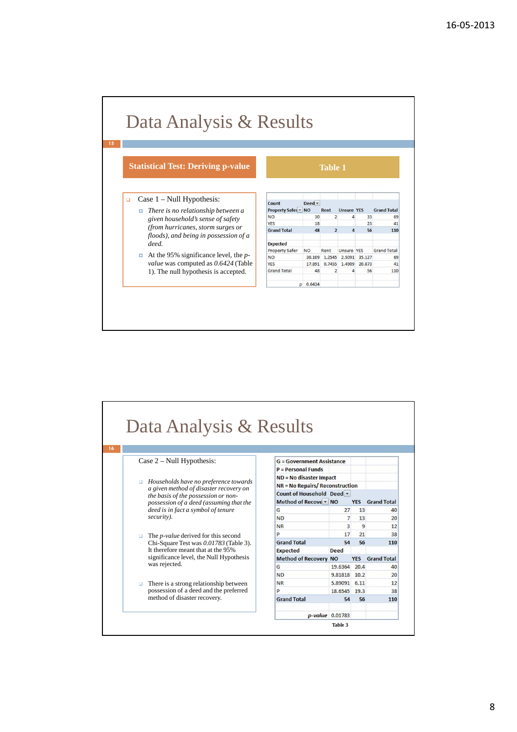# Data Analysis & Results

**Statistical Test: Deriving p-value**

- Case 1 – Null Hypothesis:
  - *There is no relationship between a given household's sense of safety (from hurricanes, storm surges or floods), and being in possession of a deed.*
  - At the 95% significance level, the *p-value* was computed as *0.6424* (Table 1). The null hypothesis is accepted.

**Table 1**

| Count | Deed | | | | |
|---|---|---|---|---|---|
| Property Safer | NO | Rent | Unsure | YES | Grand Total |
| NO | 30 | 2 | 4 | 33 | 69 |
| YES | 18 | | | 23 | 41 |
| Grand Total | 48 | 2 | 4 | 56 | 110 |
| | | | | | |
| Expected | | | | | |
| Property Safer | NO | Rent | Unsure | YES | Grand Total |
| NO | 30.109 | 1.2545 | 2.5091 | 35.127 | 69 |
| YES | 17.891 | 0.7455 | 1.4909 | 20.873 | 41 |
| Grand Total | 48 | 2 | 4 | 56 | 110 |
| | | | | | |
| p | 0.6424 | | | | |

# Data Analysis & Results

Case 2 – Null Hypothesis:

- *Households have no preference towards a given method of disaster recovery on the basis of the possession or non-possession of a deed (assuming that the deed is in fact a symbol of tenure security).*
- The *p-value* derived for this second Chi-Square Test was *0.01783* (Table 3). It therefore meant that at the 95% significance level, the Null Hypothesis was rejected.
- There is a strong relationship between possession of a deed and the preferred method of disaster recovery.

G = Government Assistance
P = Personal Funds
ND = No disaster Impact
NR = No Repairs/ Reconstruction

| Count of Household | Deed | | |
|---|---|---|---|
| Method of Recove | NO | YES | Grand Total |
| G | 27 | 13 | 40 |
| ND | 7 | 13 | 20 |
| NR | 3 | 9 | 12 |
| P | 17 | 21 | 38 |
| Grand Total | 54 | 56 | 110 |
| Expected | Deed | | |
| Method of Recovery | NO | YES | Grand Total |
| G | 19.6364 | 20.4 | 40 |
| ND | 9.81818 | 10.2 | 20 |
| NR | 5.89091 | 6.11 | 12 |
| P | 18.6545 | 19.3 | 38 |
| Grand Total | 54 | 56 | 110 |
| | | | |
| *p-value* | 0.01783 | | |

Table 3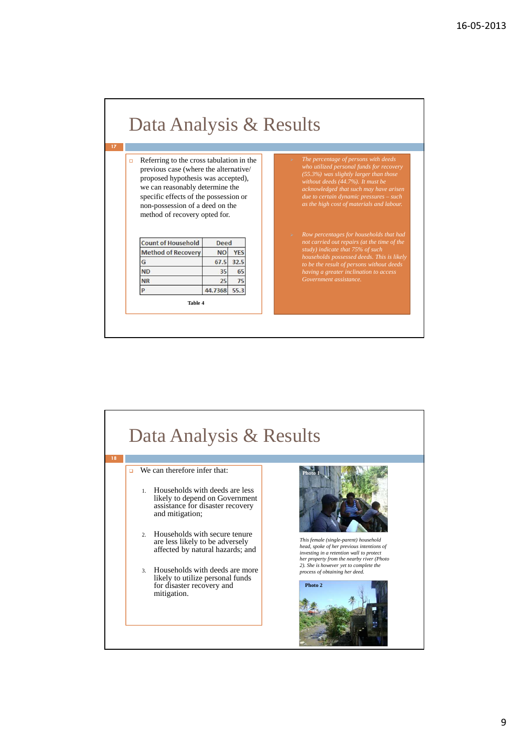## Data Analysis & Results

17

- Referring to the cross tabulation in the previous case (where the alternative/ proposed hypothesis was accepted), we can reasonably determine the specific effects of the possession or non-possession of a deed on the method of recovery opted for.

| Count of Household | Deed | |
|---|---|---|
| Method of Recovery | NO | YES |
| G | 67.5 | 32.5 |
| ND | 35 | 65 |
| NR | 25 | 75 |
| P | 44.7368 | 55.3 |

**Table 4**

- *The percentage of persons with deeds who utilized personal funds for recovery (55.3%) was slightly larger than those without deeds (44.7%). It must be acknowledged that such may have arisen due to certain dynamic pressures – such as the high cost of materials and labour.*

- *Row percentages for households that had not carried out repairs (at the time of the study) indicate that 75% of such households possessed deeds. This is likely to be the result of persons without deeds having a greater inclination to access Government assistance.*

## Data Analysis & Results

18

- We can therefore infer that:

  1. Households with deeds are less likely to depend on Government assistance for disaster recovery and mitigation;
  2. Households with secure tenure are less likely to be adversely affected by natural hazards; and
  3. Households with deeds are more likely to utilize personal funds for disaster recovery and mitigation.

Photo 1

*This female (single-parent) household head, spoke of her previous intentions of investing in a retention wall to protect her property from the nearby river (Photo 2). She is however yet to complete the process of obtaining her deed.*

Photo 2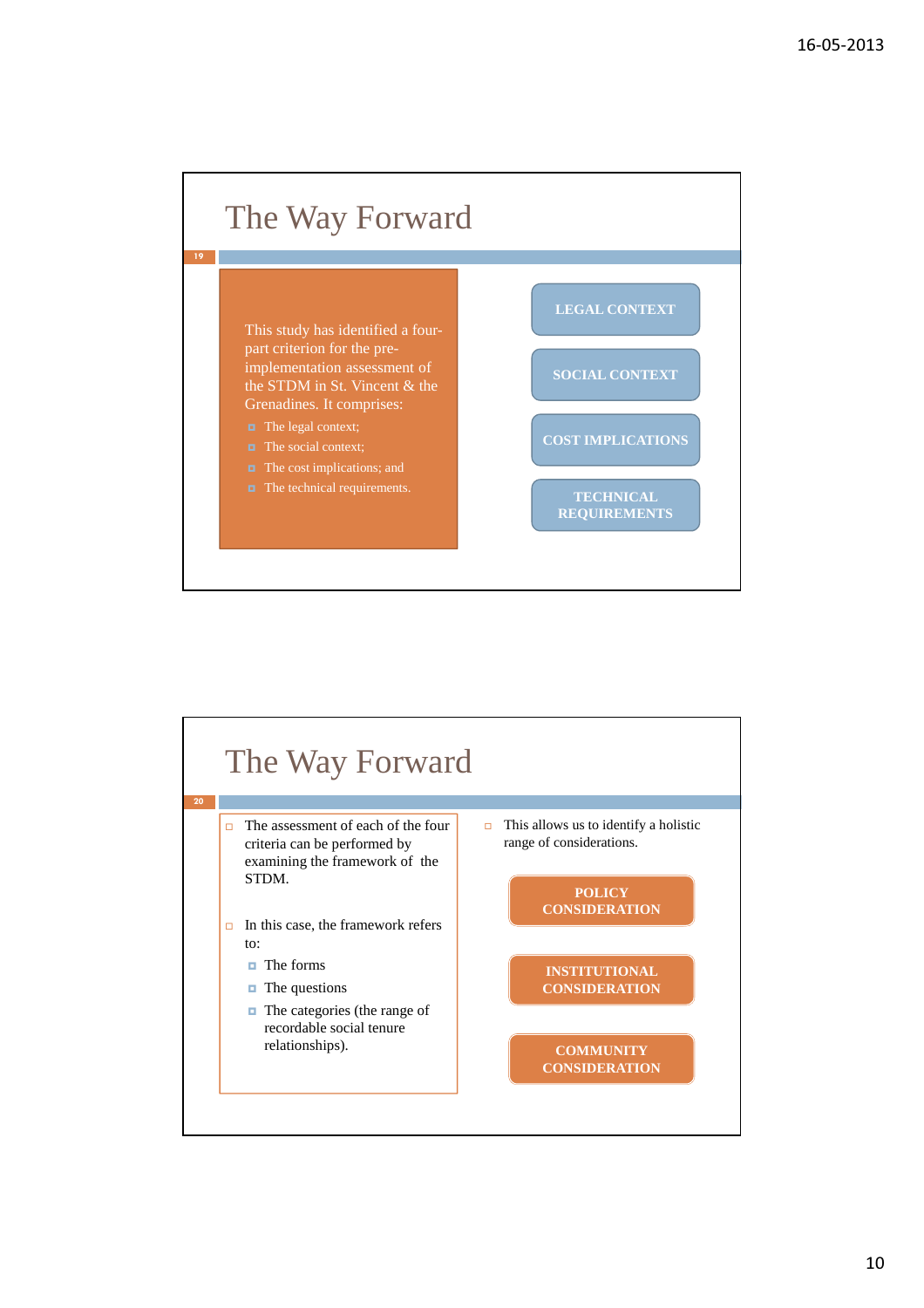## The Way Forward

This study has identified a four-part criterion for the pre-implementation assessment of the STDM in St. Vincent & the Grenadines. It comprises:

- The legal context;
- The social context;
- The cost implications; and
- The technical requirements.

LEGAL CONTEXT

SOCIAL CONTEXT

COST IMPLICATIONS

TECHNICAL REQUIREMENTS

## The Way Forward

- The assessment of each of the four criteria can be performed by examining the framework of the STDM.
- In this case, the framework refers to:
  - The forms
  - The questions
  - The categories (the range of recordable social tenure relationships).

- This allows us to identify a holistic range of considerations.

POLICY CONSIDERATION

INSTITUTIONAL CONSIDERATION

COMMUNITY CONSIDERATION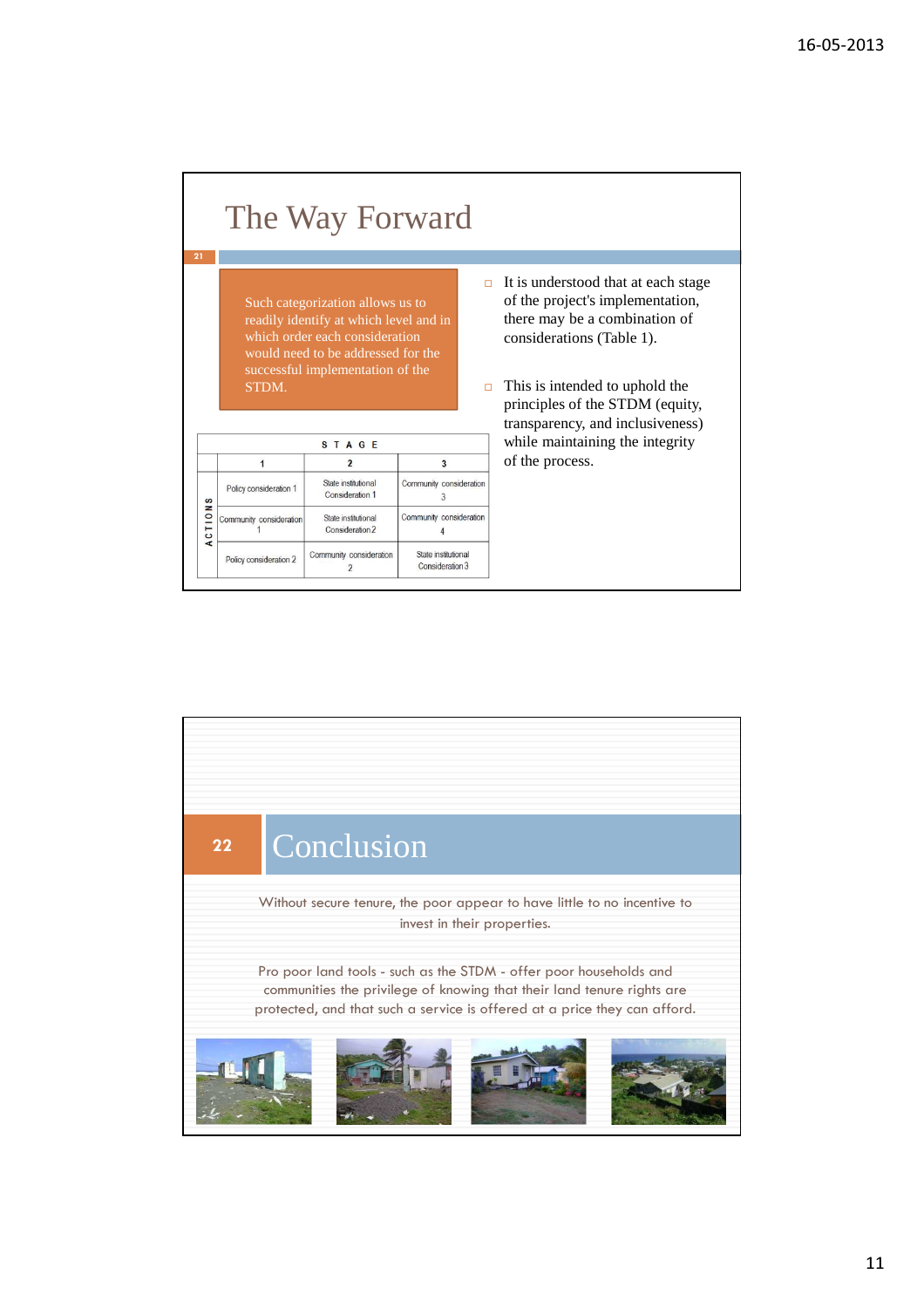## The Way Forward

Such categorization allows us to readily identify at which level and in which order each consideration would need to be addressed for the successful implementation of the STDM.

| | STAGE | | |
|---|---|---|---|
| | 1 | 2 | 3 |
| ACTIONS | Policy consideration 1 | State institutional Consideration 1 | Community consideration 3 |
| | Community consideration 1 | State institutional Consideration 2 | Community consideration 4 |
| | Policy consideration 2 | Community consideration 2 | State institutional Consideration 3 |

- It is understood that at each stage of the project's implementation, there may be a combination of considerations (Table 1).
- This is intended to uphold the principles of the STDM (equity, transparency, and inclusiveness) while maintaining the integrity of the process.

## Conclusion

Without secure tenure, the poor appear to have little to no incentive to invest in their properties.

Pro poor land tools - such as the STDM - offer poor households and communities the privilege of knowing that their land tenure rights are protected, and that such a service is offered at a price they can afford.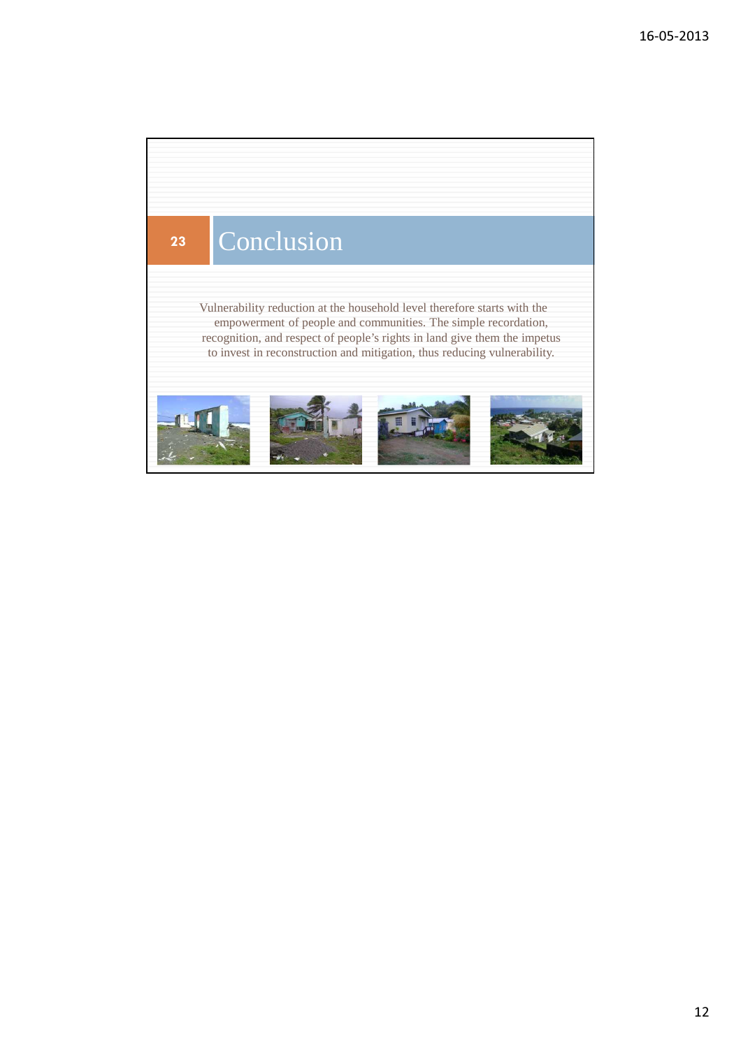## Conclusion

Vulnerability reduction at the household level therefore starts with the empowerment of people and communities. The simple recordation, recognition, and respect of people's rights in land give them the impetus to invest in reconstruction and mitigation, thus reducing vulnerability.